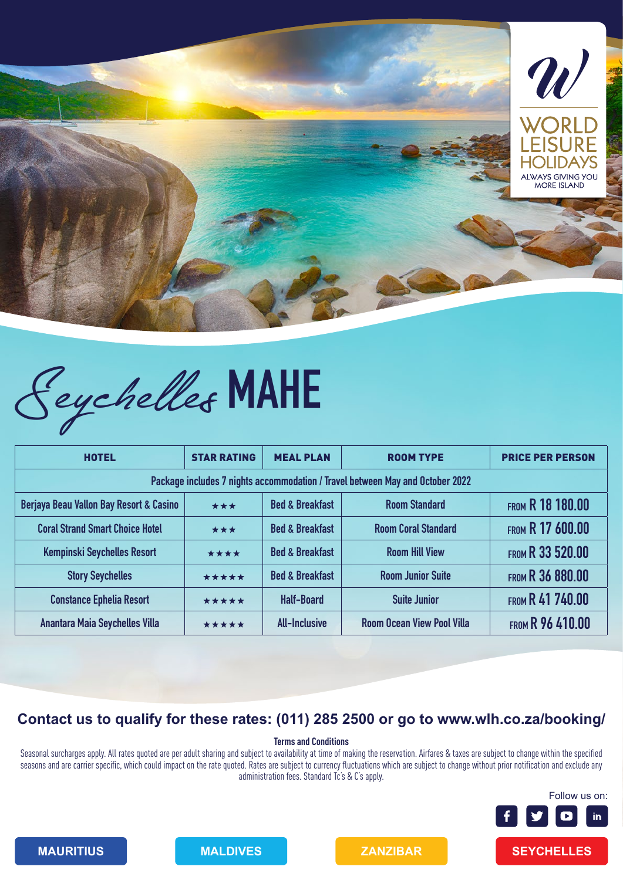WORLD LEISURE HOLIDAYS
ALWAYS GIVING YOU MORE ISLAND

# Seychelles MAHE

| HOTEL | STAR RATING | MEAL PLAN | ROOM TYPE | PRICE PER PERSON |
|---|---|---|---|---|
| Package includes 7 nights accommodation / Travel between May and October 2022 | | | | |
| Berjaya Beau Vallon Bay Resort & Casino | ★★★ | Bed & Breakfast | Room Standard | FROM R 18 180.00 |
| Coral Strand Smart Choice Hotel | ★★★ | Bed & Breakfast | Room Coral Standard | FROM R 17 600.00 |
| Kempinski Seychelles Resort | ★★★★ | Bed & Breakfast | Room Hill View | FROM R 33 520.00 |
| Story Seychelles | ★★★★★ | Bed & Breakfast | Room Junior Suite | FROM R 36 880.00 |
| Constance Ephelia Resort | ★★★★★ | Half-Board | Suite Junior | FROM R 41 740.00 |
| Anantara Maia Seychelles Villa | ★★★★★ | All-Inclusive | Room Ocean View Pool Villa | FROM R 96 410.00 |

**Contact us to qualify for these rates: (011) 285 2500 or go to www.wlh.co.za/booking/**

**Terms and Conditions**

Seasonal surcharges apply. All rates quoted are per adult sharing and subject to availability at time of making the reservation. Airfares & taxes are subject to change within the specified seasons and are carrier specific, which could impact on the rate quoted. Rates are subject to currency fluctuations which are subject to change without prior notification and exclude any administration fees. Standard Tc's & C's apply.

Follow us on:

MAURITIUS | MALDIVES | ZANZIBAR | SEYCHELLES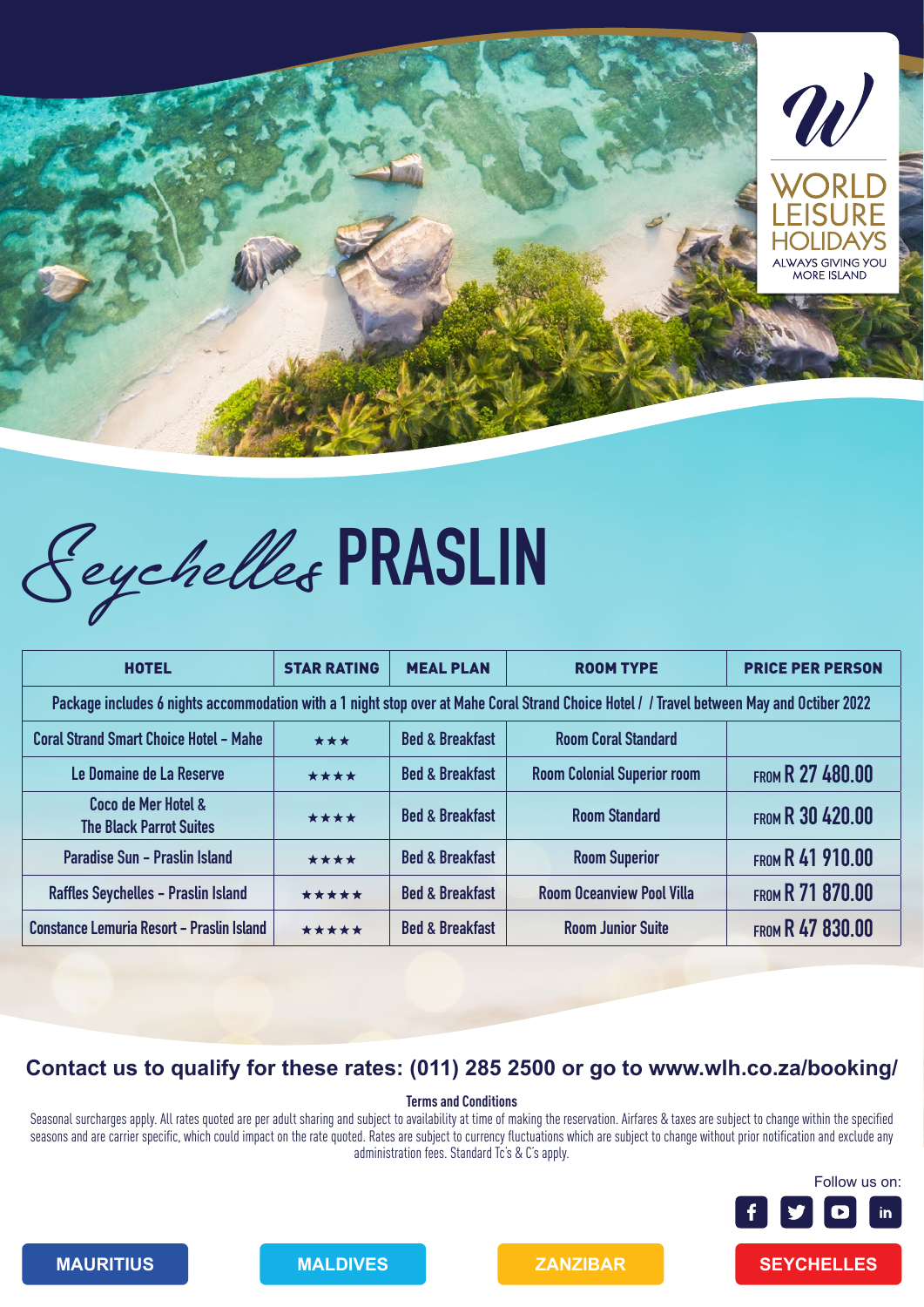WORLD LEISURE HOLIDAYS
ALWAYS GIVING YOU MORE ISLAND

# Seychelles PRASLIN

| HOTEL | STAR RATING | MEAL PLAN | ROOM TYPE | PRICE PER PERSON |
|---|---|---|---|---|
| Package includes 6 nights accommodation with a 1 night stop over at Mahe Coral Strand Choice Hotel / / Travel between May and Octiber 2022 | | | | |
| Coral Strand Smart Choice Hotel - Mahe | ★★★ | Bed & Breakfast | Room Coral Standard | |
| Le Domaine de La Reserve | ★★★★ | Bed & Breakfast | Room Colonial Superior room | FROM R 27 480.00 |
| Coco de Mer Hotel & The Black Parrot Suites | ★★★★ | Bed & Breakfast | Room Standard | FROM R 30 420.00 |
| Paradise Sun - Praslin Island | ★★★★ | Bed & Breakfast | Room Superior | FROM R 41 910.00 |
| Raffles Seychelles - Praslin Island | ★★★★★ | Bed & Breakfast | Room Oceanview Pool Villa | FROM R 71 870.00 |
| Constance Lemuria Resort - Praslin Island | ★★★★★ | Bed & Breakfast | Room Junior Suite | FROM R 47 830.00 |

**Contact us to qualify for these rates: (011) 285 2500 or go to www.wlh.co.za/booking/**

**Terms and Conditions**

Seasonal surcharges apply. All rates quoted are per adult sharing and subject to availability at time of making the reservation. Airfares & taxes are subject to change within the specified seasons and are carrier specific, which could impact on the rate quoted. Rates are subject to currency fluctuations which are subject to change without prior notification and exclude any administration fees. Standard Tc's & C's apply.

Follow us on:

MAURITIUS | MALDIVES | ZANZIBAR | SEYCHELLES